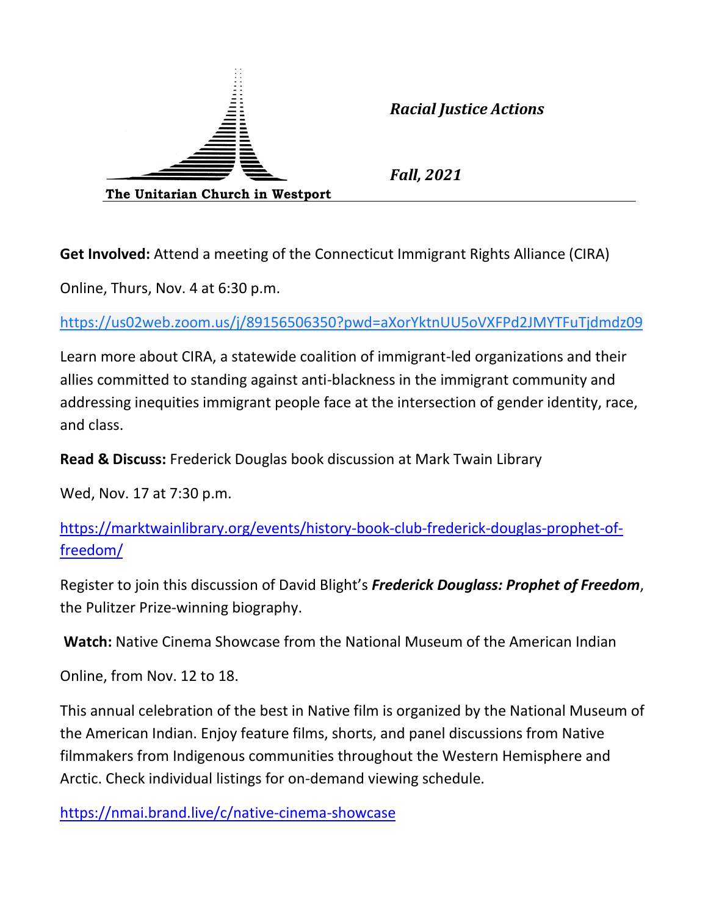The Unitarian Church in Westport

***Racial Justice Actions***

***Fall, 2021***

---

**Get Involved:** Attend a meeting of the Connecticut Immigrant Rights Alliance (CIRA)

Online, Thurs, Nov. 4 at 6:30 p.m.

https://us02web.zoom.us/j/89156506350?pwd=aXorYktnUU5oVXFPd2JMYTFuTjdmdz09

Learn more about CIRA, a statewide coalition of immigrant-led organizations and their allies committed to standing against anti-blackness in the immigrant community and addressing inequities immigrant people face at the intersection of gender identity, race, and class.

**Read & Discuss:** Frederick Douglas book discussion at Mark Twain Library

Wed, Nov. 17 at 7:30 p.m.

https://marktwainlibrary.org/events/history-book-club-frederick-douglas-prophet-of-freedom/

Register to join this discussion of David Blight's ***Frederick Douglass: Prophet of Freedom***, the Pulitzer Prize-winning biography.

**Watch:** Native Cinema Showcase from the National Museum of the American Indian

Online, from Nov. 12 to 18.

This annual celebration of the best in Native film is organized by the National Museum of the American Indian. Enjoy feature films, shorts, and panel discussions from Native filmmakers from Indigenous communities throughout the Western Hemisphere and Arctic. Check individual listings for on-demand viewing schedule.

https://nmai.brand.live/c/native-cinema-showcase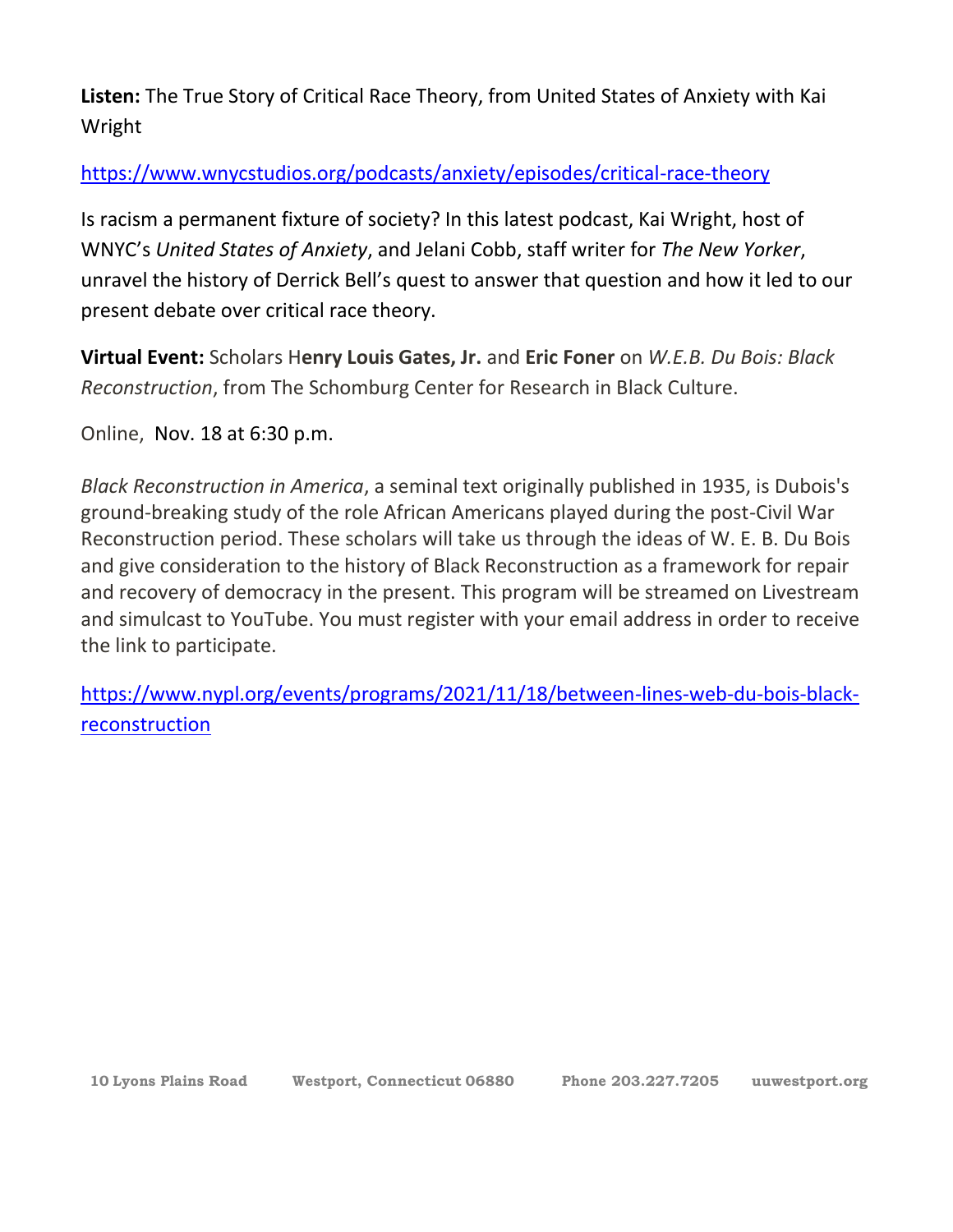**Listen:** The True Story of Critical Race Theory, from United States of Anxiety with Kai Wright

https://www.wnycstudios.org/podcasts/anxiety/episodes/critical-race-theory

Is racism a permanent fixture of society? In this latest podcast, Kai Wright, host of WNYC's *United States of Anxiety*, and Jelani Cobb, staff writer for *The New Yorker*, unravel the history of Derrick Bell's quest to answer that question and how it led to our present debate over critical race theory.

**Virtual Event:** Scholars H**enry Louis Gates, Jr.** and **Eric Foner** on *W.E.B. Du Bois: Black Reconstruction*, from The Schomburg Center for Research in Black Culture.

Online, Nov. 18 at 6:30 p.m.

*Black Reconstruction in America*, a seminal text originally published in 1935, is Dubois's ground-breaking study of the role African Americans played during the post-Civil War Reconstruction period. These scholars will take us through the ideas of W. E. B. Du Bois and give consideration to the history of Black Reconstruction as a framework for repair and recovery of democracy in the present. This program will be streamed on Livestream and simulcast to YouTube. You must register with your email address in order to receive the link to participate.

https://www.nypl.org/events/programs/2021/11/18/between-lines-web-du-bois-black-reconstruction